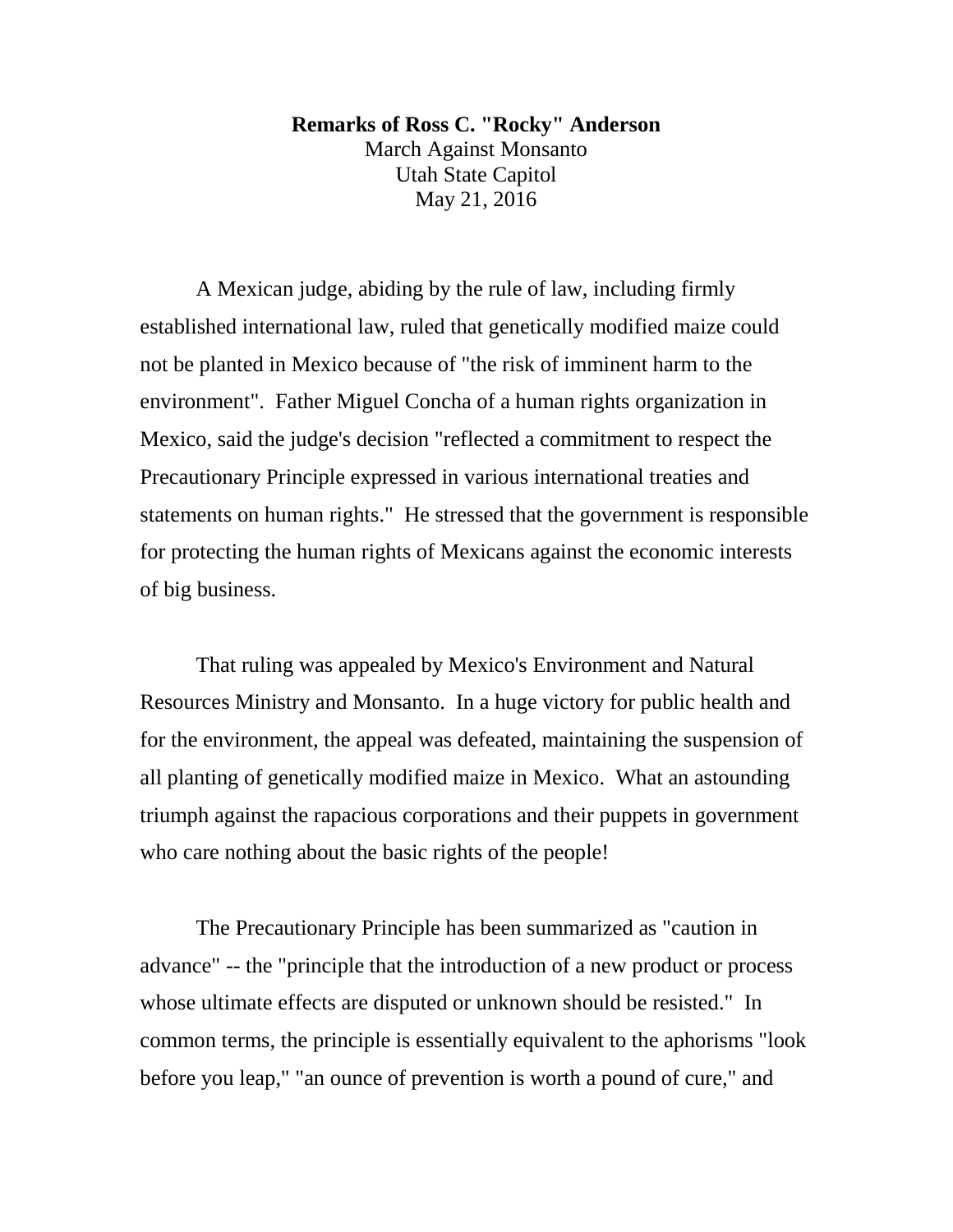**Remarks of Ross C. "Rocky" Anderson**
March Against Monsanto
Utah State Capitol
May 21, 2016

A Mexican judge, abiding by the rule of law, including firmly established international law, ruled that genetically modified maize could not be planted in Mexico because of "the risk of imminent harm to the environment". Father Miguel Concha of a human rights organization in Mexico, said the judge's decision "reflected a commitment to respect the Precautionary Principle expressed in various international treaties and statements on human rights." He stressed that the government is responsible for protecting the human rights of Mexicans against the economic interests of big business.

That ruling was appealed by Mexico's Environment and Natural Resources Ministry and Monsanto. In a huge victory for public health and for the environment, the appeal was defeated, maintaining the suspension of all planting of genetically modified maize in Mexico. What an astounding triumph against the rapacious corporations and their puppets in government who care nothing about the basic rights of the people!

The Precautionary Principle has been summarized as "caution in advance" -- the "principle that the introduction of a new product or process whose ultimate effects are disputed or unknown should be resisted." In common terms, the principle is essentially equivalent to the aphorisms "look before you leap," "an ounce of prevention is worth a pound of cure," and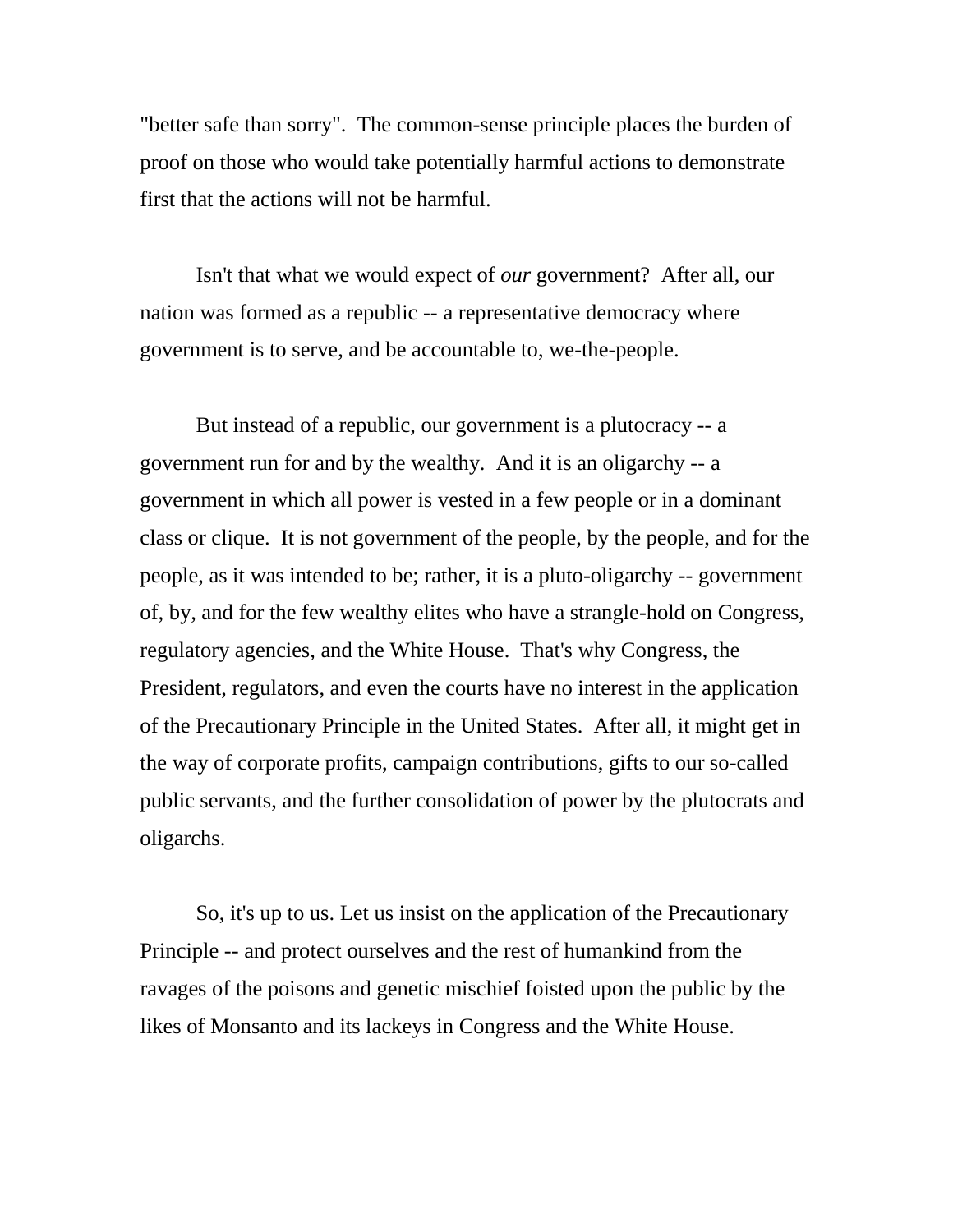"better safe than sorry".  The common-sense principle places the burden of proof on those who would take potentially harmful actions to demonstrate first that the actions will not be harmful.

Isn't that what we would expect of *our* government?  After all, our nation was formed as a republic -- a representative democracy where government is to serve, and be accountable to, we-the-people.

But instead of a republic, our government is a plutocracy -- a government run for and by the wealthy.  And it is an oligarchy -- a government in which all power is vested in a few people or in a dominant class or clique.  It is not government of the people, by the people, and for the people, as it was intended to be; rather, it is a pluto-oligarchy -- government of, by, and for the few wealthy elites who have a strangle-hold on Congress, regulatory agencies, and the White House.  That's why Congress, the President, regulators, and even the courts have no interest in the application of the Precautionary Principle in the United States.  After all, it might get in the way of corporate profits, campaign contributions, gifts to our so-called public servants, and the further consolidation of power by the plutocrats and oligarchs.

So, it's up to us. Let us insist on the application of the Precautionary Principle -- and protect ourselves and the rest of humankind from the ravages of the poisons and genetic mischief foisted upon the public by the likes of Monsanto and its lackeys in Congress and the White House.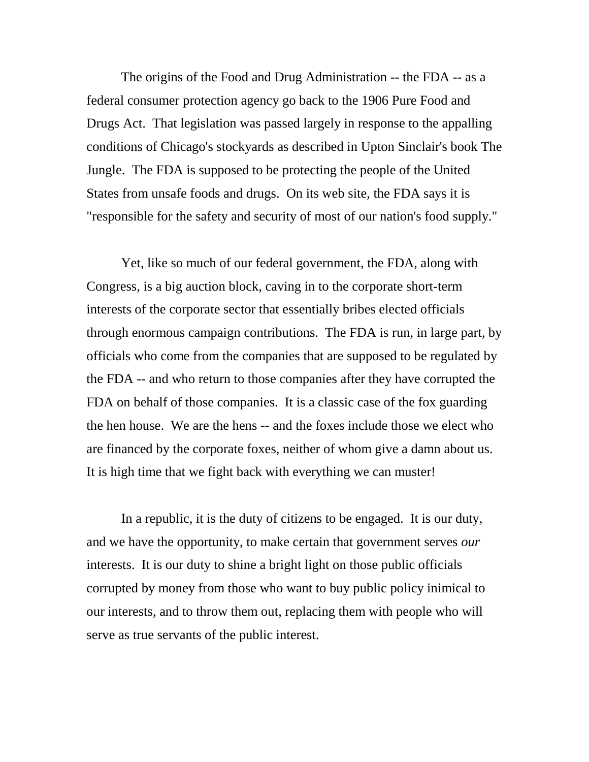The origins of the Food and Drug Administration -- the FDA -- as a federal consumer protection agency go back to the 1906 Pure Food and Drugs Act. That legislation was passed largely in response to the appalling conditions of Chicago's stockyards as described in Upton Sinclair's book The Jungle. The FDA is supposed to be protecting the people of the United States from unsafe foods and drugs. On its web site, the FDA says it is "responsible for the safety and security of most of our nation's food supply."

Yet, like so much of our federal government, the FDA, along with Congress, is a big auction block, caving in to the corporate short-term interests of the corporate sector that essentially bribes elected officials through enormous campaign contributions. The FDA is run, in large part, by officials who come from the companies that are supposed to be regulated by the FDA -- and who return to those companies after they have corrupted the FDA on behalf of those companies. It is a classic case of the fox guarding the hen house. We are the hens -- and the foxes include those we elect who are financed by the corporate foxes, neither of whom give a damn about us. It is high time that we fight back with everything we can muster!

In a republic, it is the duty of citizens to be engaged. It is our duty, and we have the opportunity, to make certain that government serves *our* interests. It is our duty to shine a bright light on those public officials corrupted by money from those who want to buy public policy inimical to our interests, and to throw them out, replacing them with people who will serve as true servants of the public interest.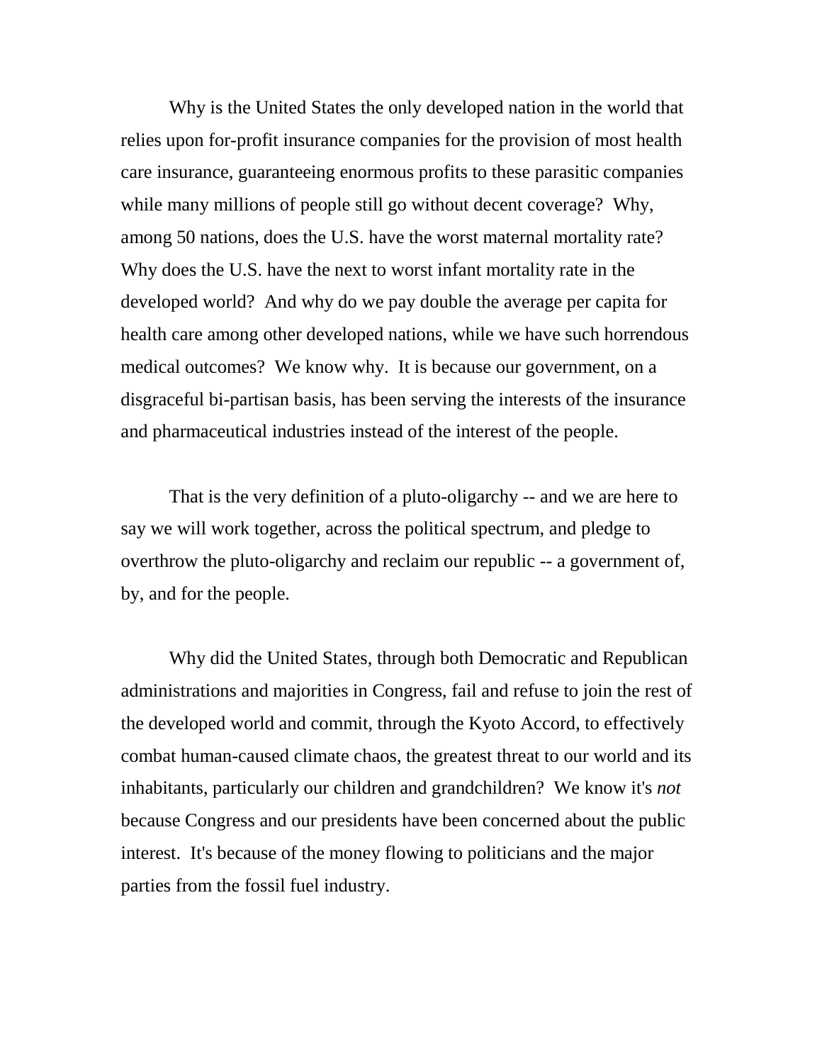Why is the United States the only developed nation in the world that relies upon for-profit insurance companies for the provision of most health care insurance, guaranteeing enormous profits to these parasitic companies while many millions of people still go without decent coverage? Why, among 50 nations, does the U.S. have the worst maternal mortality rate? Why does the U.S. have the next to worst infant mortality rate in the developed world? And why do we pay double the average per capita for health care among other developed nations, while we have such horrendous medical outcomes? We know why. It is because our government, on a disgraceful bi-partisan basis, has been serving the interests of the insurance and pharmaceutical industries instead of the interest of the people.

That is the very definition of a pluto-oligarchy -- and we are here to say we will work together, across the political spectrum, and pledge to overthrow the pluto-oligarchy and reclaim our republic -- a government of, by, and for the people.

Why did the United States, through both Democratic and Republican administrations and majorities in Congress, fail and refuse to join the rest of the developed world and commit, through the Kyoto Accord, to effectively combat human-caused climate chaos, the greatest threat to our world and its inhabitants, particularly our children and grandchildren? We know it's *not* because Congress and our presidents have been concerned about the public interest. It's because of the money flowing to politicians and the major parties from the fossil fuel industry.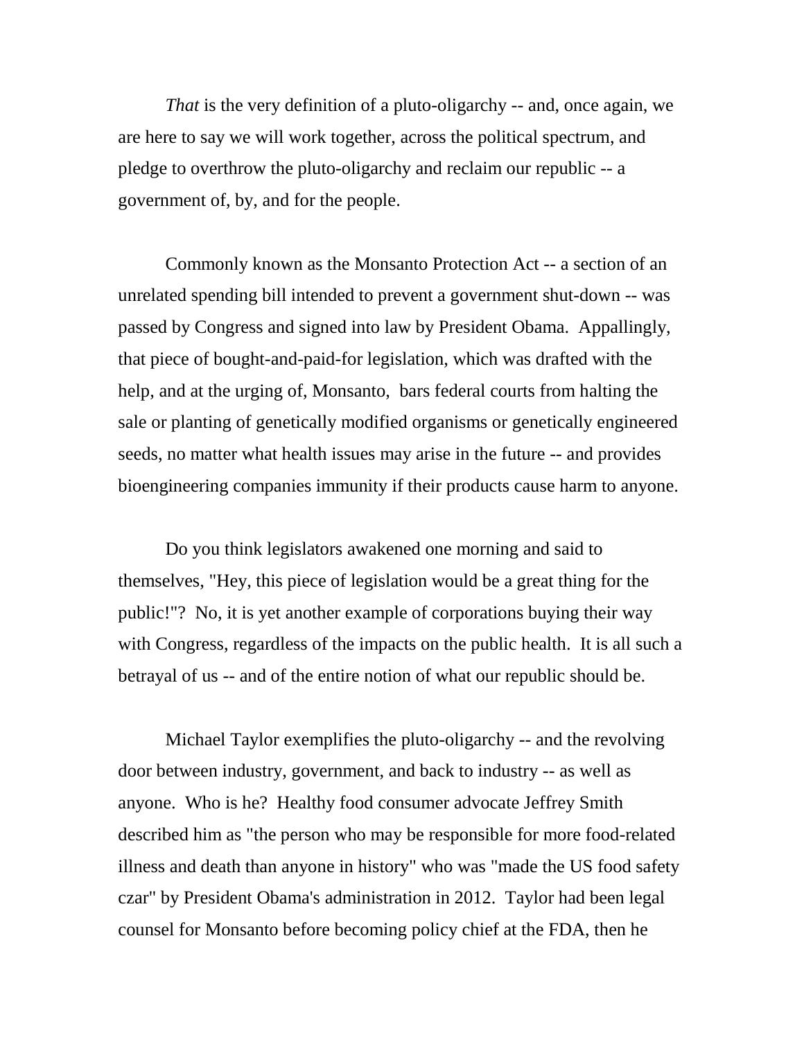*That* is the very definition of a pluto-oligarchy -- and, once again, we are here to say we will work together, across the political spectrum, and pledge to overthrow the pluto-oligarchy and reclaim our republic -- a government of, by, and for the people.

Commonly known as the Monsanto Protection Act -- a section of an unrelated spending bill intended to prevent a government shut-down -- was passed by Congress and signed into law by President Obama. Appallingly, that piece of bought-and-paid-for legislation, which was drafted with the help, and at the urging of, Monsanto, bars federal courts from halting the sale or planting of genetically modified organisms or genetically engineered seeds, no matter what health issues may arise in the future -- and provides bioengineering companies immunity if their products cause harm to anyone.

Do you think legislators awakened one morning and said to themselves, "Hey, this piece of legislation would be a great thing for the public!"? No, it is yet another example of corporations buying their way with Congress, regardless of the impacts on the public health. It is all such a betrayal of us -- and of the entire notion of what our republic should be.

Michael Taylor exemplifies the pluto-oligarchy -- and the revolving door between industry, government, and back to industry -- as well as anyone. Who is he? Healthy food consumer advocate Jeffrey Smith described him as "the person who may be responsible for more food-related illness and death than anyone in history" who was "made the US food safety czar" by President Obama's administration in 2012. Taylor had been legal counsel for Monsanto before becoming policy chief at the FDA, then he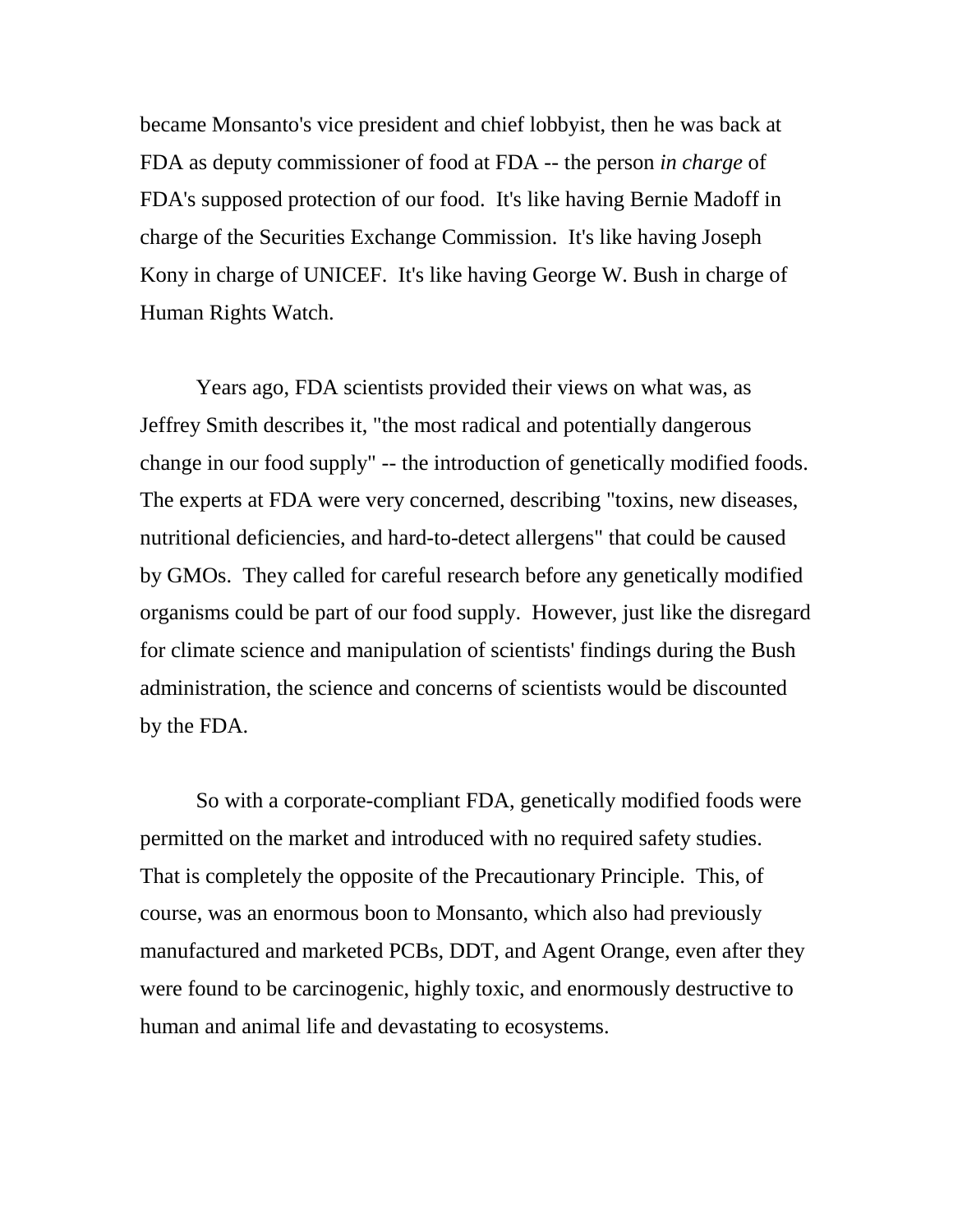became Monsanto's vice president and chief lobbyist, then he was back at FDA as deputy commissioner of food at FDA -- the person *in charge* of FDA's supposed protection of our food. It's like having Bernie Madoff in charge of the Securities Exchange Commission. It's like having Joseph Kony in charge of UNICEF. It's like having George W. Bush in charge of Human Rights Watch.

Years ago, FDA scientists provided their views on what was, as Jeffrey Smith describes it, "the most radical and potentially dangerous change in our food supply" -- the introduction of genetically modified foods. The experts at FDA were very concerned, describing "toxins, new diseases, nutritional deficiencies, and hard-to-detect allergens" that could be caused by GMOs. They called for careful research before any genetically modified organisms could be part of our food supply. However, just like the disregard for climate science and manipulation of scientists' findings during the Bush administration, the science and concerns of scientists would be discounted by the FDA.

So with a corporate-compliant FDA, genetically modified foods were permitted on the market and introduced with no required safety studies. That is completely the opposite of the Precautionary Principle. This, of course, was an enormous boon to Monsanto, which also had previously manufactured and marketed PCBs, DDT, and Agent Orange, even after they were found to be carcinogenic, highly toxic, and enormously destructive to human and animal life and devastating to ecosystems.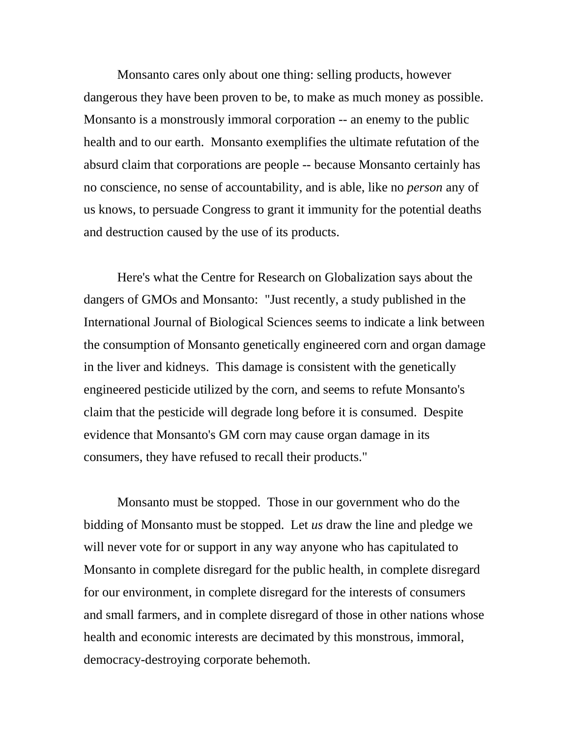Monsanto cares only about one thing: selling products, however dangerous they have been proven to be, to make as much money as possible. Monsanto is a monstrously immoral corporation -- an enemy to the public health and to our earth. Monsanto exemplifies the ultimate refutation of the absurd claim that corporations are people -- because Monsanto certainly has no conscience, no sense of accountability, and is able, like no *person* any of us knows, to persuade Congress to grant it immunity for the potential deaths and destruction caused by the use of its products.

Here's what the Centre for Research on Globalization says about the dangers of GMOs and Monsanto: "Just recently, a study published in the International Journal of Biological Sciences seems to indicate a link between the consumption of Monsanto genetically engineered corn and organ damage in the liver and kidneys. This damage is consistent with the genetically engineered pesticide utilized by the corn, and seems to refute Monsanto's claim that the pesticide will degrade long before it is consumed. Despite evidence that Monsanto's GM corn may cause organ damage in its consumers, they have refused to recall their products."

Monsanto must be stopped. Those in our government who do the bidding of Monsanto must be stopped. Let *us* draw the line and pledge we will never vote for or support in any way anyone who has capitulated to Monsanto in complete disregard for the public health, in complete disregard for our environment, in complete disregard for the interests of consumers and small farmers, and in complete disregard of those in other nations whose health and economic interests are decimated by this monstrous, immoral, democracy-destroying corporate behemoth.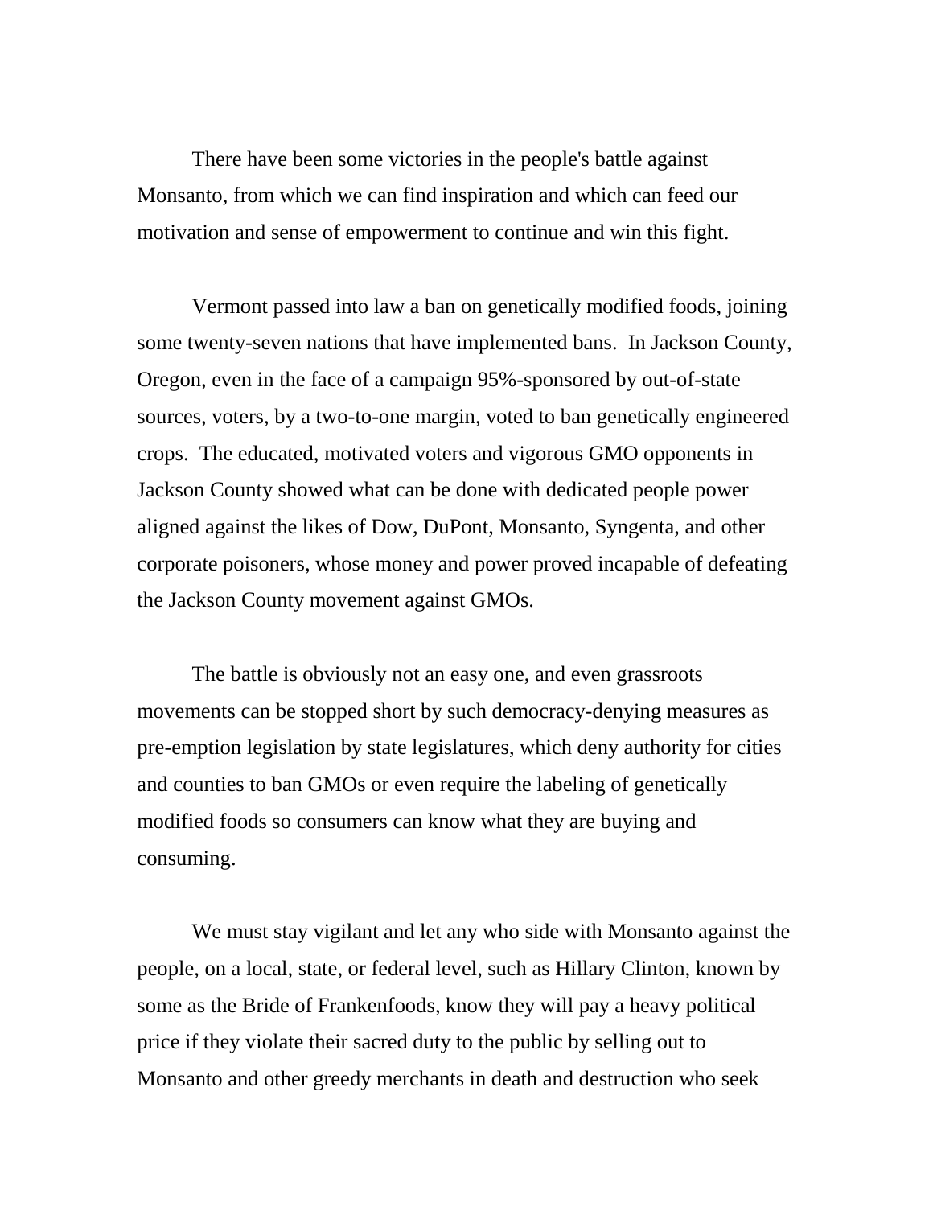There have been some victories in the people's battle against Monsanto, from which we can find inspiration and which can feed our motivation and sense of empowerment to continue and win this fight.

Vermont passed into law a ban on genetically modified foods, joining some twenty-seven nations that have implemented bans. In Jackson County, Oregon, even in the face of a campaign 95%-sponsored by out-of-state sources, voters, by a two-to-one margin, voted to ban genetically engineered crops. The educated, motivated voters and vigorous GMO opponents in Jackson County showed what can be done with dedicated people power aligned against the likes of Dow, DuPont, Monsanto, Syngenta, and other corporate poisoners, whose money and power proved incapable of defeating the Jackson County movement against GMOs.

The battle is obviously not an easy one, and even grassroots movements can be stopped short by such democracy-denying measures as pre-emption legislation by state legislatures, which deny authority for cities and counties to ban GMOs or even require the labeling of genetically modified foods so consumers can know what they are buying and consuming.

We must stay vigilant and let any who side with Monsanto against the people, on a local, state, or federal level, such as Hillary Clinton, known by some as the Bride of Frankenfoods, know they will pay a heavy political price if they violate their sacred duty to the public by selling out to Monsanto and other greedy merchants in death and destruction who seek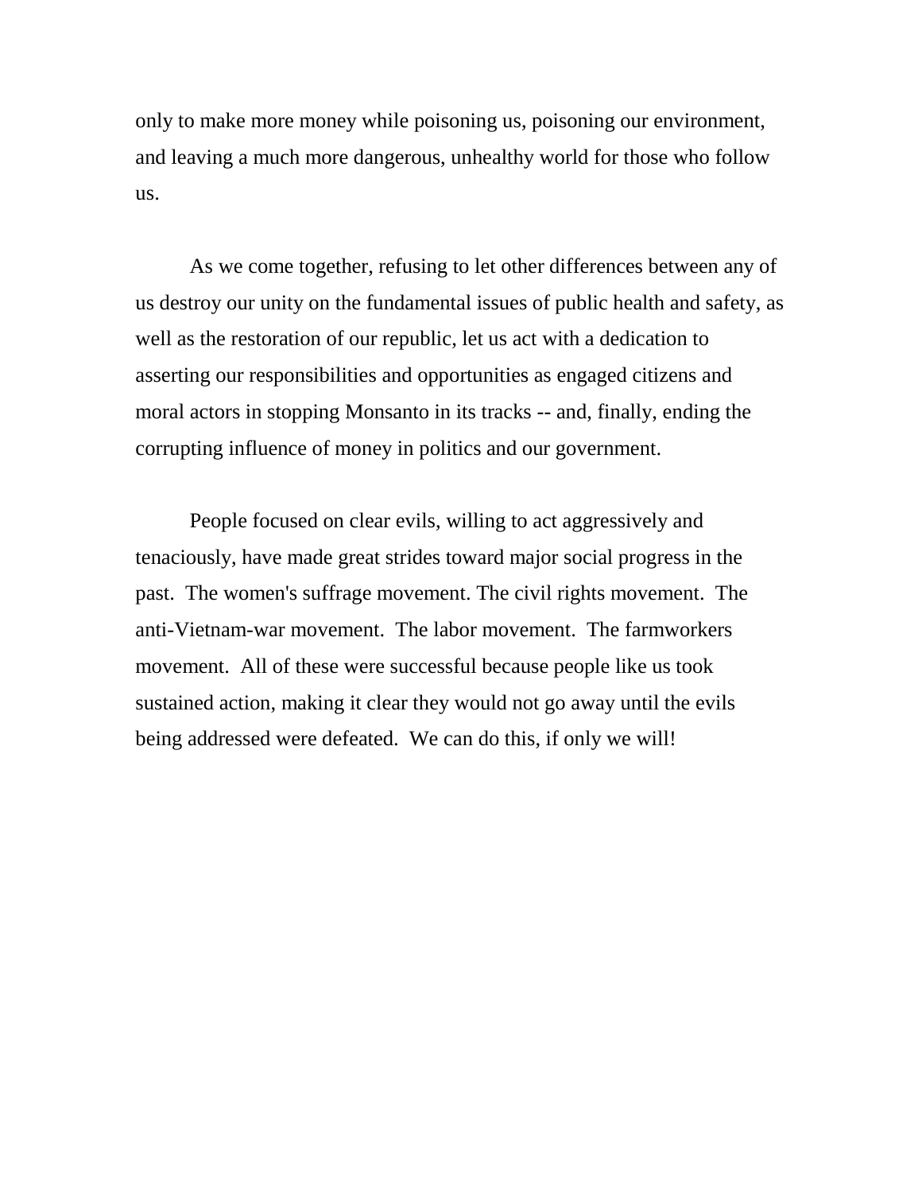only to make more money while poisoning us, poisoning our environment, and leaving a much more dangerous, unhealthy world for those who follow us.

As we come together, refusing to let other differences between any of us destroy our unity on the fundamental issues of public health and safety, as well as the restoration of our republic, let us act with a dedication to asserting our responsibilities and opportunities as engaged citizens and moral actors in stopping Monsanto in its tracks -- and, finally, ending the corrupting influence of money in politics and our government.

People focused on clear evils, willing to act aggressively and tenaciously, have made great strides toward major social progress in the past. The women's suffrage movement. The civil rights movement. The anti-Vietnam-war movement. The labor movement. The farmworkers movement. All of these were successful because people like us took sustained action, making it clear they would not go away until the evils being addressed were defeated. We can do this, if only we will!